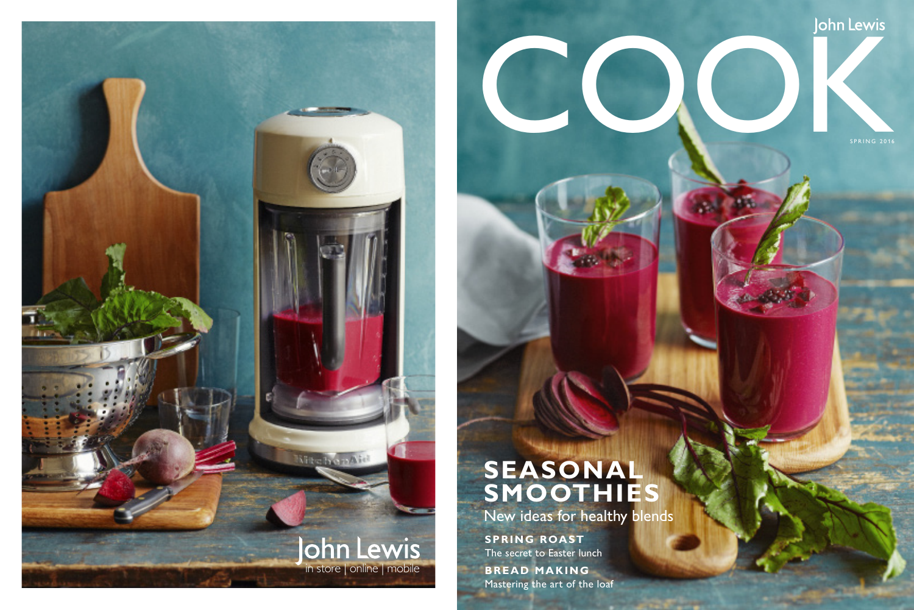John Lewis
in store | online | mobile

John Lewis

# COOK

SPRING 2016

## SEASONAL SMOOTHIES

New ideas for healthy blends

**SPRING ROAST**
The secret to Easter lunch

**BREAD MAKING**
Mastering the art of the loaf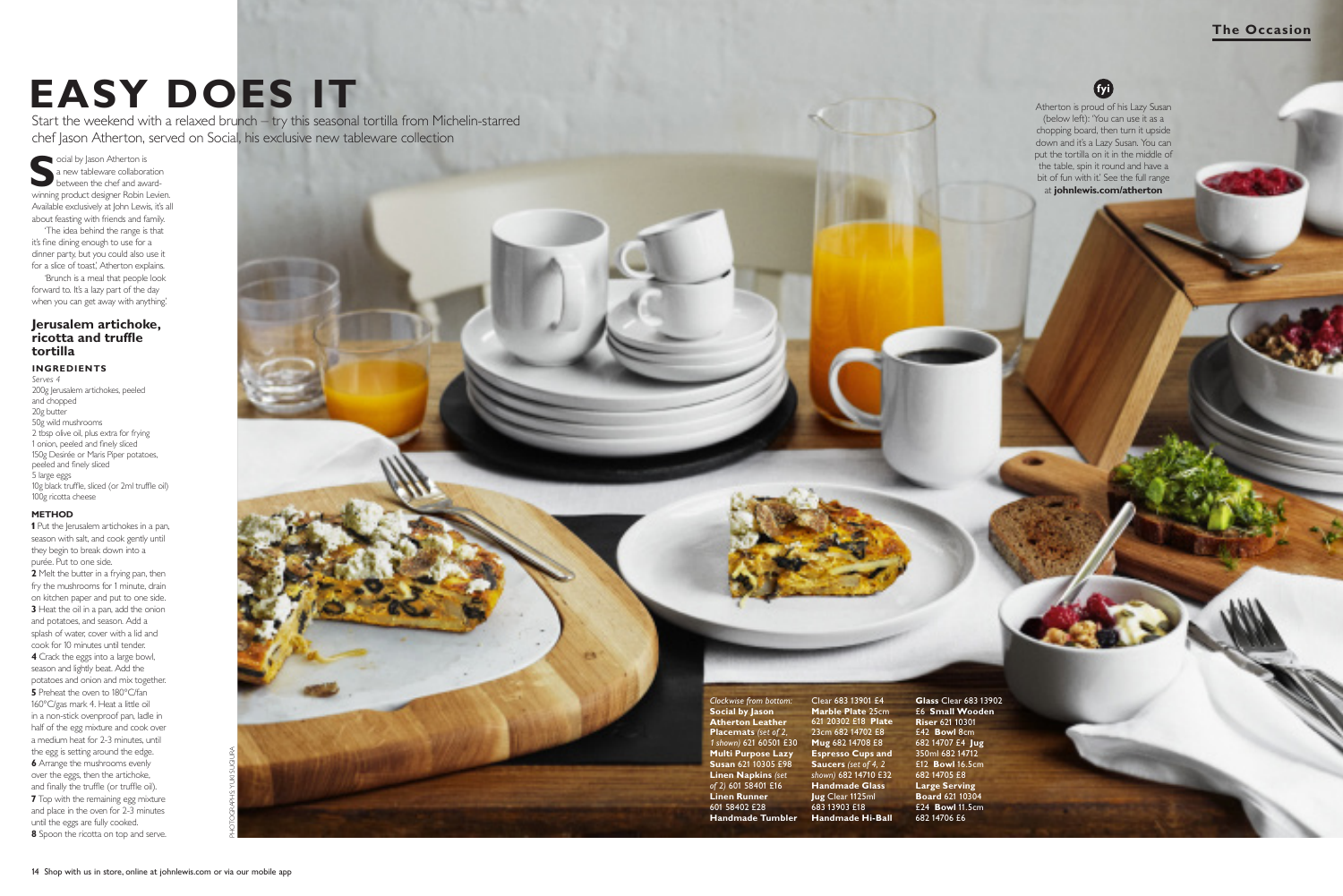# EASY DOES IT

Start the weekend with a relaxed brunch – try this seasonal tortilla from Michelin-starred chef Jason Atherton, served on Social, his exclusive new tableware collection

Social by Jason Atherton is a new tableware collaboration between the chef and award-winning product designer Robin Levien. Available exclusively at John Lewis, it's all about feasting with friends and family.

'The idea behind the range is that it's fine dining enough to use for a dinner party, but you could also use it for a slice of toast,' Atherton explains.

'Brunch is a meal that people look forward to. It's a lazy part of the day when you can get away with anything.'

## Jerusalem artichoke, ricotta and truffle tortilla

### INGREDIENTS

*Serves 4*

200g Jerusalem artichokes, peeled and chopped
20g butter
50g wild mushrooms
2 tbsp olive oil, plus extra for frying
1 onion, peeled and finely sliced
150g Desirée or Maris Piper potatoes, peeled and finely sliced
5 large eggs
10g black truffle, sliced (or 2ml truffle oil)
100g ricotta cheese

### METHOD

**1** Put the Jerusalem artichokes in a pan, season with salt, and cook gently until they begin to break down into a purée. Put to one side.
**2** Melt the butter in a frying pan, then fry the mushrooms for 1 minute, drain on kitchen paper and put to one side.
**3** Heat the oil in a pan, add the onion and potatoes, and season. Add a splash of water, cover with a lid and cook for 10 minutes until tender.
**4** Crack the eggs into a large bowl, season and lightly beat. Add the potatoes and onion and mix together.
**5** Preheat the oven to 180°C/fan 160°C/gas mark 4. Heat a little oil in a non-stick ovenproof pan, ladle in half of the egg mixture and cook over a medium heat for 2-3 minutes, until the egg is setting around the edge.
**6** Arrange the mushrooms evenly over the eggs, then the artichoke, and finally the truffle (or truffle oil).
**7** Top with the remaining egg mixture and place in the oven for 2-3 minutes until the eggs are fully cooked.
**8** Spoon the ricotta on top and serve.

PHOTOGRAPHS: YUKI SUGIURA

**fyi**

Atherton is proud of his Lazy Susan (below left): 'You can use it as a chopping board, then turn it upside down and it's a Lazy Susan. You can put the tortilla on it in the middle of the table, spin it round and have a bit of fun with it.' See the full range at **johnlewis.com/atherton**

*Clockwise from bottom:* **Social by Jason Atherton Leather Placemats** *(set of 2, 1 shown)* 621 60501 £30 **Multi Purpose Lazy Susan** 621 10305 £98 **Linen Napkins** *(set of 2)* 601 58401 £16 **Linen Runner** 601 58402 £28 **Handmade Tumbler** Clear 683 13901 £4 **Marble Plate** 25cm 621 20302 £18 **Plate** 23cm 682 14702 £8 **Mug** 682 14708 £8 **Espresso Cups and Saucers** *(set of 4, 2 shown)* 682 14710 £32 **Handmade Glass Jug** Clear 1125ml 683 13903 £18 **Handmade Hi-Ball Glass** Clear 683 13902 £6 **Small Wooden Riser** 621 10301 £42 **Bowl** 8cm 682 14707 £4 **Jug** 350ml 682 14712 £12 **Bowl** 16.5cm 682 14705 £8 **Large Serving Board** 621 10304 £24 **Bowl** 11.5cm 682 14706 £6

Shop with us in store, online at johnlewis.com or via our mobile app